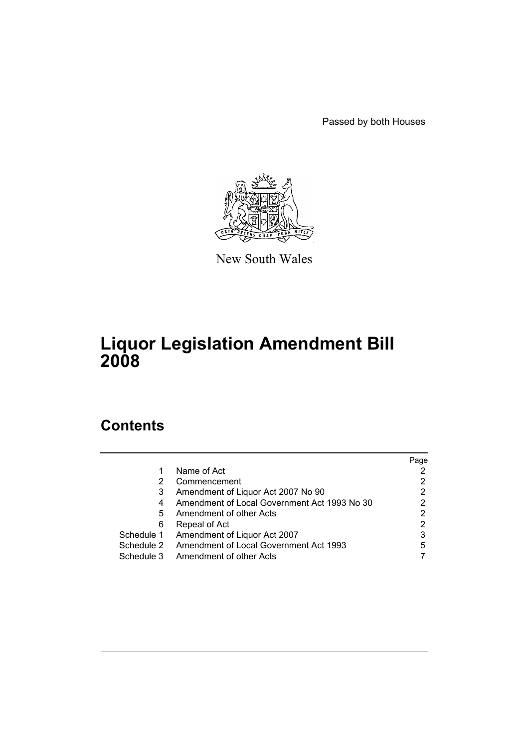Passed by both Houses

New South Wales

# Liquor Legislation Amendment Bill 2008

## Contents

| | | Page |
|---|---|---|
| 1 | Name of Act | 2 |
| 2 | Commencement | 2 |
| 3 | Amendment of Liquor Act 2007 No 90 | 2 |
| 4 | Amendment of Local Government Act 1993 No 30 | 2 |
| 5 | Amendment of other Acts | 2 |
| 6 | Repeal of Act | 2 |
| Schedule 1 | Amendment of Liquor Act 2007 | 3 |
| Schedule 2 | Amendment of Local Government Act 1993 | 5 |
| Schedule 3 | Amendment of other Acts | 7 |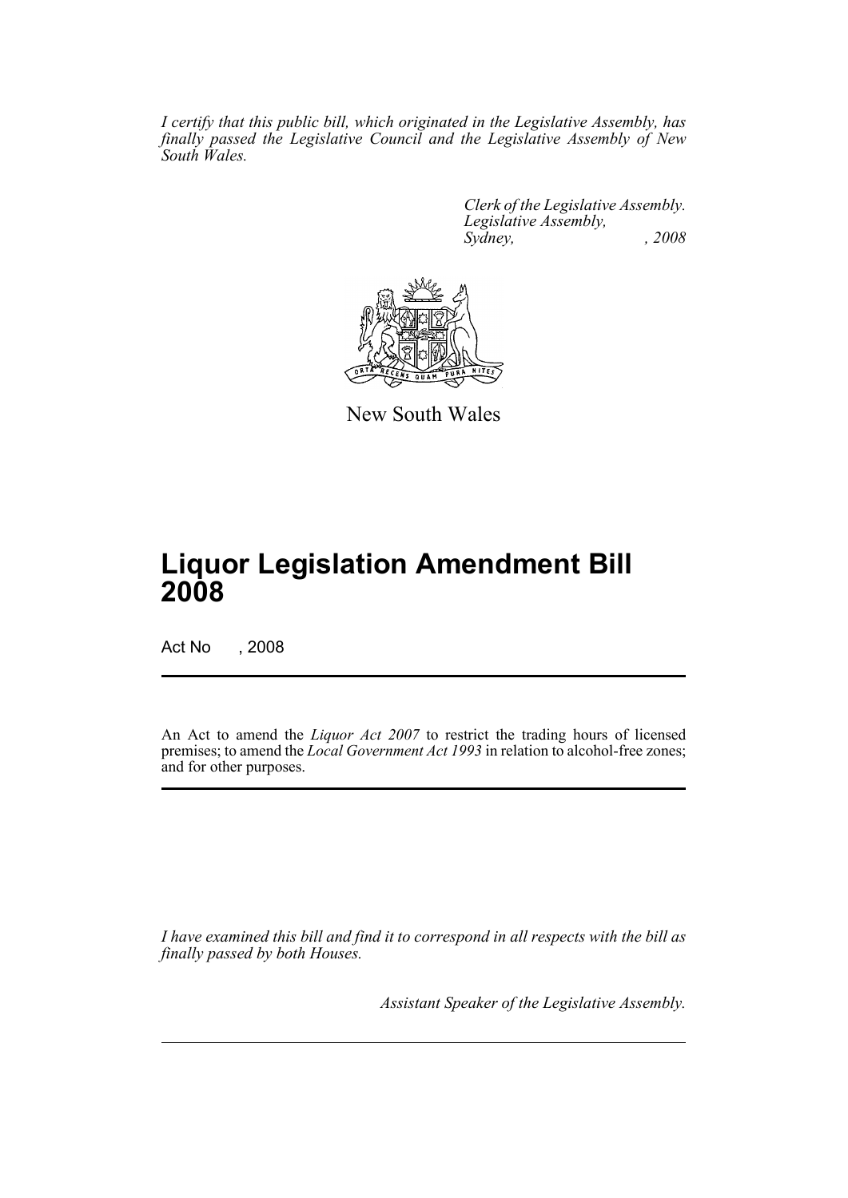*I certify that this public bill, which originated in the Legislative Assembly, has finally passed the Legislative Council and the Legislative Assembly of New South Wales.*

*Clerk of the Legislative Assembly.*
*Legislative Assembly,*
*Sydney, , 2008*

New South Wales

# Liquor Legislation Amendment Bill 2008

Act No , 2008

An Act to amend the *Liquor Act 2007* to restrict the trading hours of licensed premises; to amend the *Local Government Act 1993* in relation to alcohol-free zones; and for other purposes.

*I have examined this bill and find it to correspond in all respects with the bill as finally passed by both Houses.*

*Assistant Speaker of the Legislative Assembly.*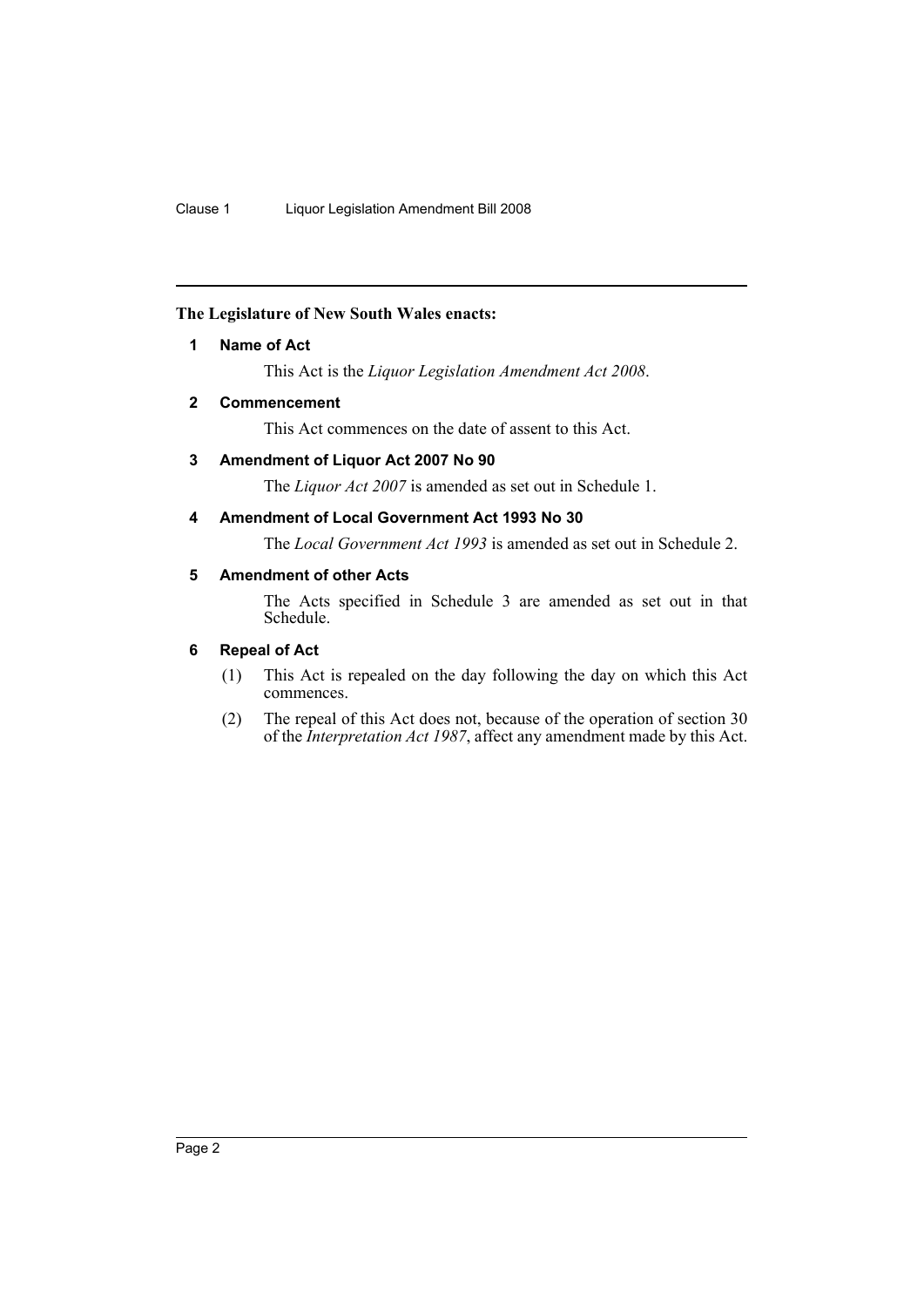**The Legislature of New South Wales enacts:**

### 1 Name of Act

This Act is the *Liquor Legislation Amendment Act 2008*.

### 2 Commencement

This Act commences on the date of assent to this Act.

### 3 Amendment of Liquor Act 2007 No 90

The *Liquor Act 2007* is amended as set out in Schedule 1.

### 4 Amendment of Local Government Act 1993 No 30

The *Local Government Act 1993* is amended as set out in Schedule 2.

### 5 Amendment of other Acts

The Acts specified in Schedule 3 are amended as set out in that Schedule.

### 6 Repeal of Act

(1) This Act is repealed on the day following the day on which this Act commences.

(2) The repeal of this Act does not, because of the operation of section 30 of the *Interpretation Act 1987*, affect any amendment made by this Act.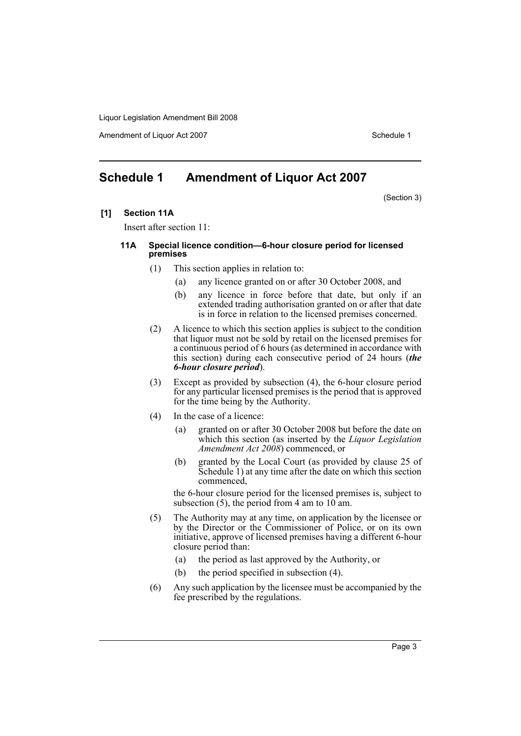## Schedule 1 Amendment of Liquor Act 2007

(Section 3)

**[1] Section 11A**

Insert after section 11:

#### 11A Special licence condition—6-hour closure period for licensed premises

(1) This section applies in relation to:

(a) any licence granted on or after 30 October 2008, and

(b) any licence in force before that date, but only if an extended trading authorisation granted on or after that date is in force in relation to the licensed premises concerned.

(2) A licence to which this section applies is subject to the condition that liquor must not be sold by retail on the licensed premises for a continuous period of 6 hours (as determined in accordance with this section) during each consecutive period of 24 hours (***the 6-hour closure period***).

(3) Except as provided by subsection (4), the 6-hour closure period for any particular licensed premises is the period that is approved for the time being by the Authority.

(4) In the case of a licence:

(a) granted on or after 30 October 2008 but before the date on which this section (as inserted by the *Liquor Legislation Amendment Act 2008*) commenced, or

(b) granted by the Local Court (as provided by clause 25 of Schedule 1) at any time after the date on which this section commenced,

the 6-hour closure period for the licensed premises is, subject to subsection (5), the period from 4 am to 10 am.

(5) The Authority may at any time, on application by the licensee or by the Director or the Commissioner of Police, or on its own initiative, approve of licensed premises having a different 6-hour closure period than:

(a) the period as last approved by the Authority, or

(b) the period specified in subsection (4).

(6) Any such application by the licensee must be accompanied by the fee prescribed by the regulations.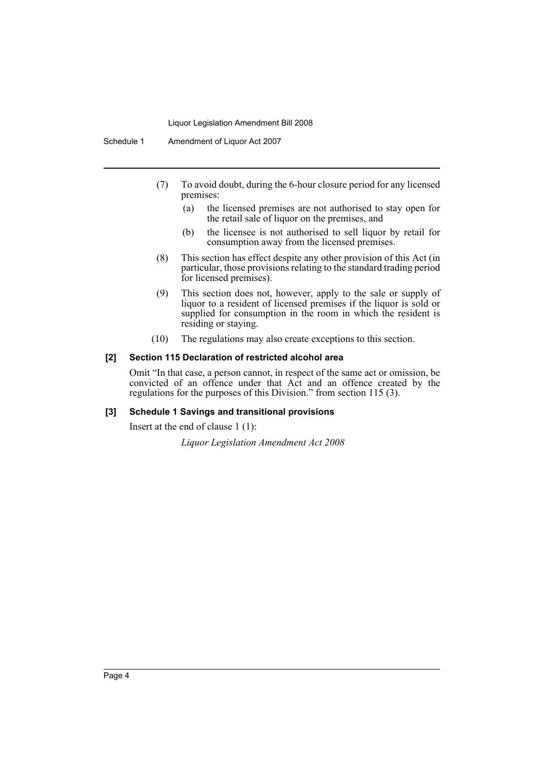(7) To avoid doubt, during the 6-hour closure period for any licensed premises:

   (a) the licensed premises are not authorised to stay open for the retail sale of liquor on the premises, and

   (b) the licensee is not authorised to sell liquor by retail for consumption away from the licensed premises.

(8) This section has effect despite any other provision of this Act (in particular, those provisions relating to the standard trading period for licensed premises).

(9) This section does not, however, apply to the sale or supply of liquor to a resident of licensed premises if the liquor is sold or supplied for consumption in the room in which the resident is residing or staying.

(10) The regulations may also create exceptions to this section.

**[2] Section 115 Declaration of restricted alcohol area**

Omit "In that case, a person cannot, in respect of the same act or omission, be convicted of an offence under that Act and an offence created by the regulations for the purposes of this Division." from section 115 (3).

**[3] Schedule 1 Savings and transitional provisions**

Insert at the end of clause 1 (1):

*Liquor Legislation Amendment Act 2008*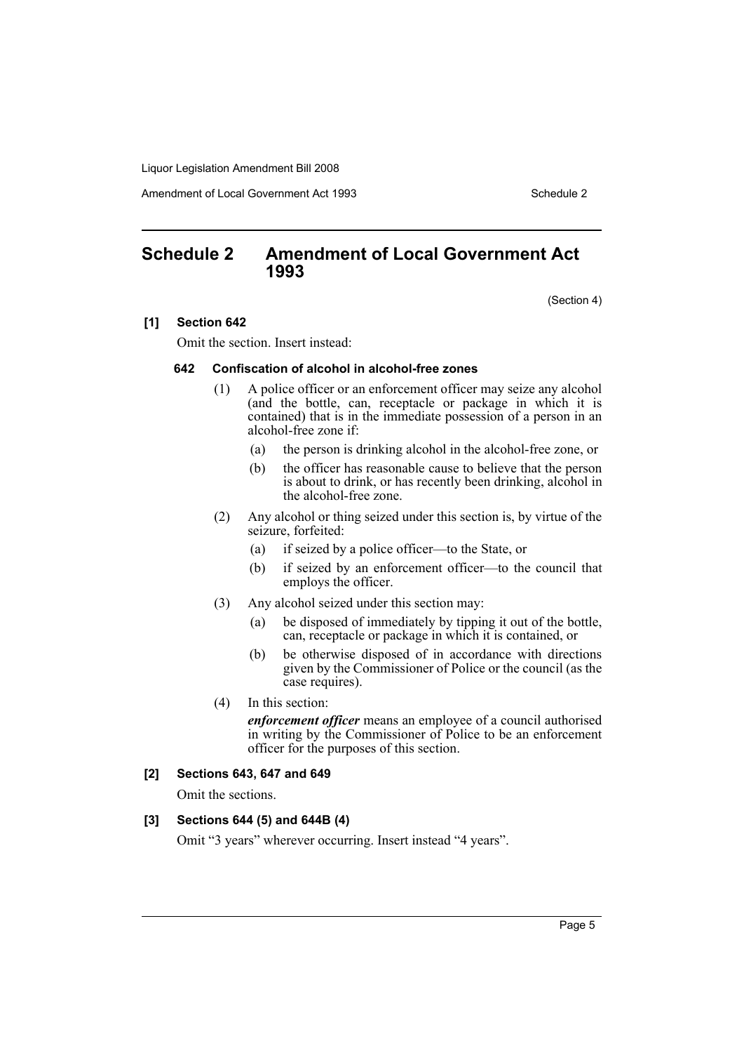## Schedule 2 Amendment of Local Government Act 1993

(Section 4)

**[1] Section 642**

Omit the section. Insert instead:

**642 Confiscation of alcohol in alcohol-free zones**

(1) A police officer or an enforcement officer may seize any alcohol (and the bottle, can, receptacle or package in which it is contained) that is in the immediate possession of a person in an alcohol-free zone if:

(a) the person is drinking alcohol in the alcohol-free zone, or

(b) the officer has reasonable cause to believe that the person is about to drink, or has recently been drinking, alcohol in the alcohol-free zone.

(2) Any alcohol or thing seized under this section is, by virtue of the seizure, forfeited:

(a) if seized by a police officer—to the State, or

(b) if seized by an enforcement officer—to the council that employs the officer.

(3) Any alcohol seized under this section may:

(a) be disposed of immediately by tipping it out of the bottle, can, receptacle or package in which it is contained, or

(b) be otherwise disposed of in accordance with directions given by the Commissioner of Police or the council (as the case requires).

(4) In this section:

***enforcement officer*** means an employee of a council authorised in writing by the Commissioner of Police to be an enforcement officer for the purposes of this section.

**[2] Sections 643, 647 and 649**

Omit the sections.

**[3] Sections 644 (5) and 644B (4)**

Omit "3 years" wherever occurring. Insert instead "4 years".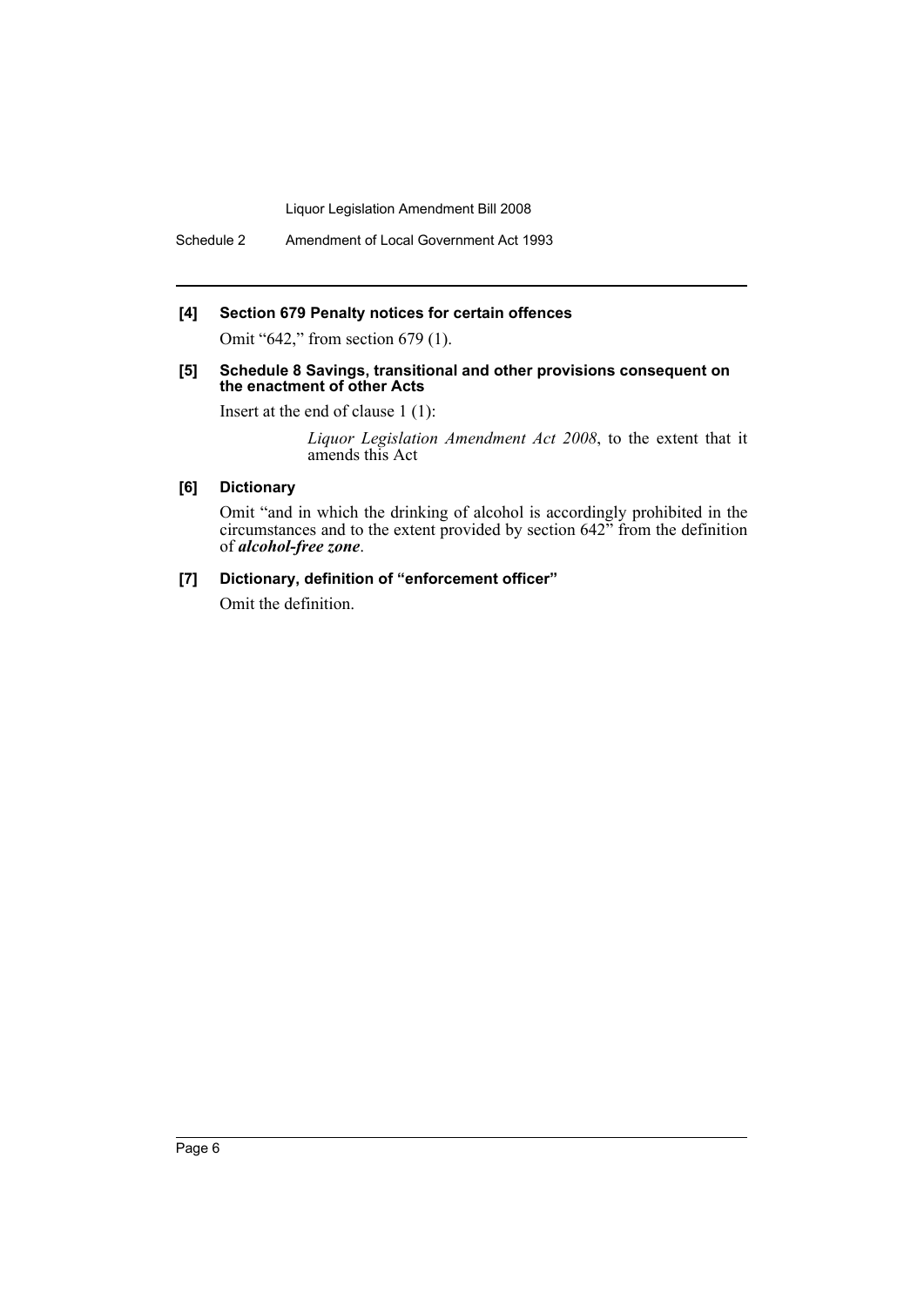**[4] Section 679 Penalty notices for certain offences**

Omit "642," from section 679 (1).

**[5] Schedule 8 Savings, transitional and other provisions consequent on the enactment of other Acts**

Insert at the end of clause 1 (1):

> *Liquor Legislation Amendment Act 2008*, to the extent that it amends this Act

**[6] Dictionary**

Omit "and in which the drinking of alcohol is accordingly prohibited in the circumstances and to the extent provided by section 642" from the definition of ***alcohol-free zone***.

**[7] Dictionary, definition of "enforcement officer"**

Omit the definition.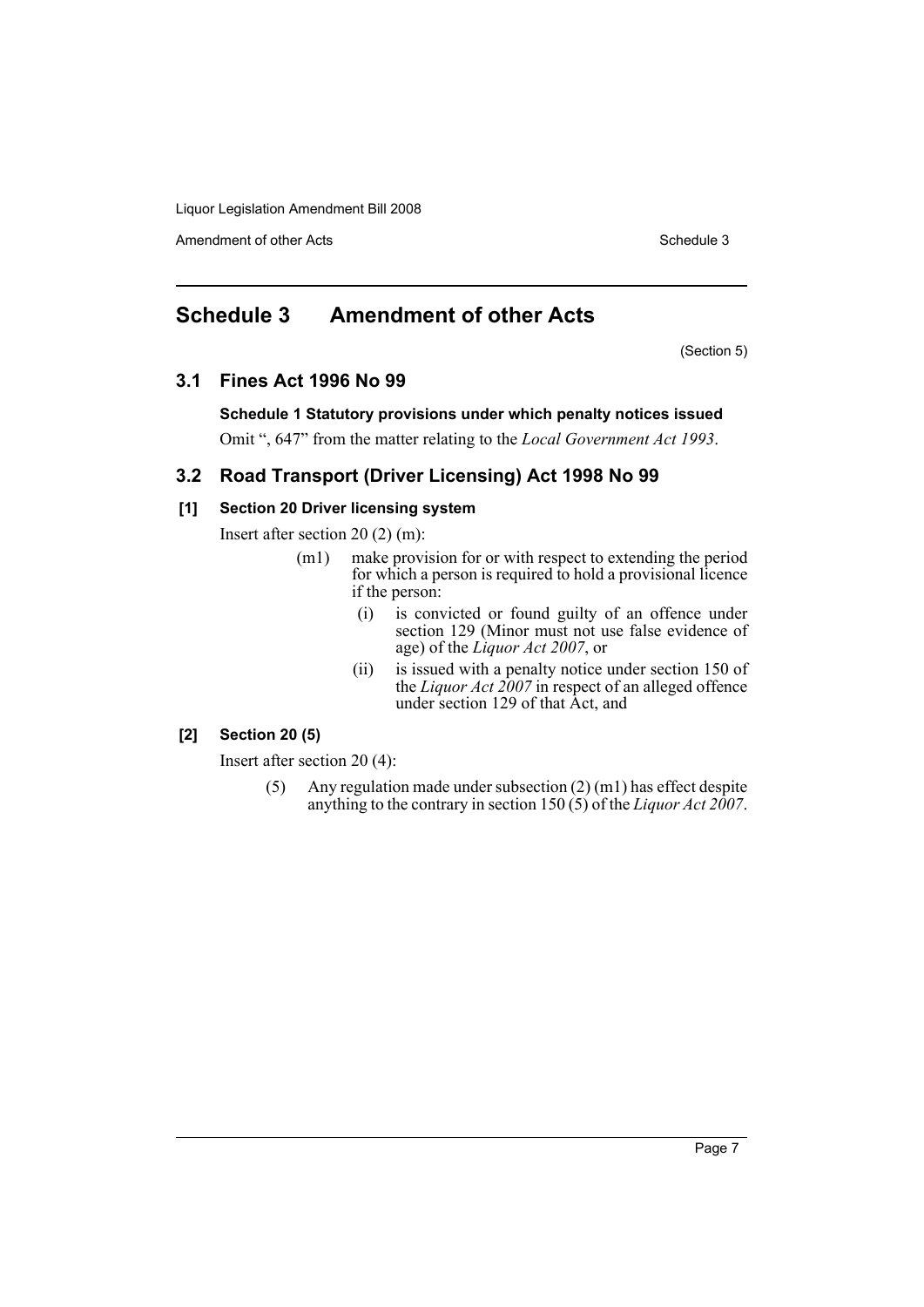# Schedule 3 Amendment of other Acts

(Section 5)

## 3.1 Fines Act 1996 No 99

### Schedule 1 Statutory provisions under which penalty notices issued

Omit ", 647" from the matter relating to the *Local Government Act 1993*.

## 3.2 Road Transport (Driver Licensing) Act 1998 No 99

### [1] Section 20 Driver licensing system

Insert after section 20 (2) (m):

> (m1) make provision for or with respect to extending the period for which a person is required to hold a provisional licence if the person:
>
> (i) is convicted or found guilty of an offence under section 129 (Minor must not use false evidence of age) of the *Liquor Act 2007*, or
>
> (ii) is issued with a penalty notice under section 150 of the *Liquor Act 2007* in respect of an alleged offence under section 129 of that Act, and

### [2] Section 20 (5)

Insert after section 20 (4):

> (5) Any regulation made under subsection (2) (m1) has effect despite anything to the contrary in section 150 (5) of the *Liquor Act 2007*.